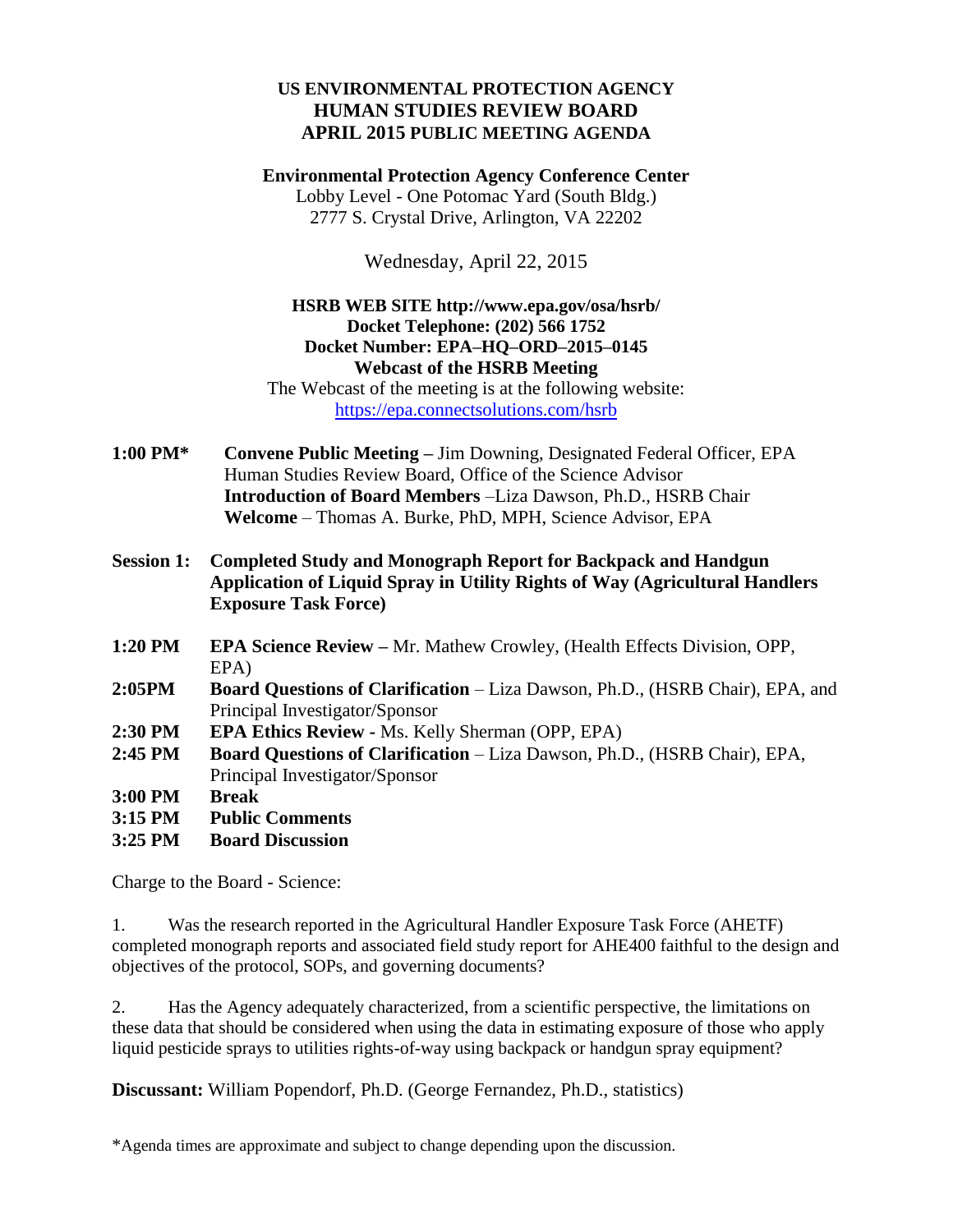# US ENVIRONMENTAL PROTECTION AGENCY
# HUMAN STUDIES REVIEW BOARD
# APRIL 2015 PUBLIC MEETING AGENDA

**Environmental Protection Agency Conference Center**
Lobby Level - One Potomac Yard (South Bldg.)
2777 S. Crystal Drive, Arlington, VA 22202

Wednesday, April 22, 2015

**HSRB WEB SITE http://www.epa.gov/osa/hsrb/**
**Docket Telephone: (202) 566 1752**
**Docket Number: EPA–HQ–ORD–2015–0145**
**Webcast of the HSRB Meeting**
The Webcast of the meeting is at the following website:
https://epa.connectsolutions.com/hsrb

**1:00 PM*** **Convene Public Meeting –** Jim Downing, Designated Federal Officer, EPA Human Studies Review Board, Office of the Science Advisor
**Introduction of Board Members** –Liza Dawson, Ph.D., HSRB Chair
**Welcome** – Thomas A. Burke, PhD, MPH, Science Advisor, EPA

**Session 1: Completed Study and Monograph Report for Backpack and Handgun Application of Liquid Spray in Utility Rights of Way (Agricultural Handlers Exposure Task Force)**

**1:20 PM** **EPA Science Review –** Mr. Mathew Crowley, (Health Effects Division, OPP, EPA)
**2:05PM** **Board Questions of Clarification** – Liza Dawson, Ph.D., (HSRB Chair), EPA, and Principal Investigator/Sponsor
**2:30 PM** **EPA Ethics Review -** Ms. Kelly Sherman (OPP, EPA)
**2:45 PM** **Board Questions of Clarification** – Liza Dawson, Ph.D., (HSRB Chair), EPA, Principal Investigator/Sponsor
**3:00 PM** **Break**
**3:15 PM** **Public Comments**
**3:25 PM** **Board Discussion**

Charge to the Board - Science:

1. Was the research reported in the Agricultural Handler Exposure Task Force (AHETF) completed monograph reports and associated field study report for AHE400 faithful to the design and objectives of the protocol, SOPs, and governing documents?

2. Has the Agency adequately characterized, from a scientific perspective, the limitations on these data that should be considered when using the data in estimating exposure of those who apply liquid pesticide sprays to utilities rights-of-way using backpack or handgun spray equipment?

**Discussant:** William Popendorf, Ph.D. (George Fernandez, Ph.D., statistics)

*Agenda times are approximate and subject to change depending upon the discussion.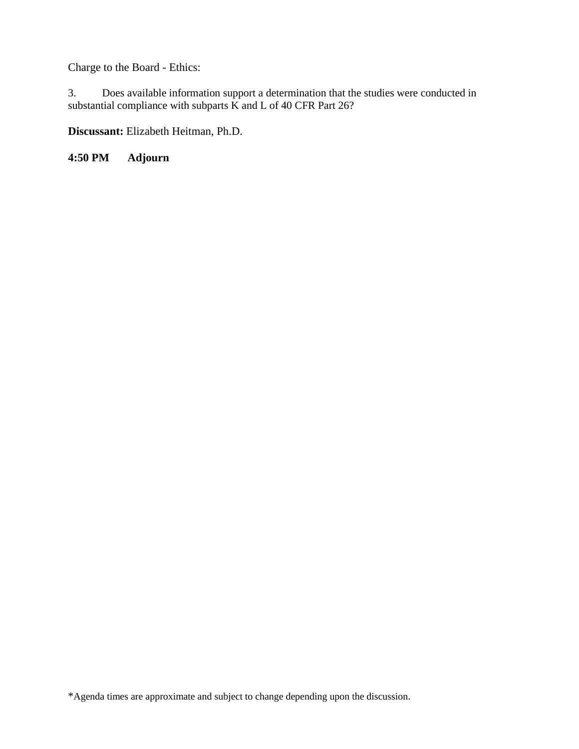Charge to the Board - Ethics:

3. Does available information support a determination that the studies were conducted in substantial compliance with subparts K and L of 40 CFR Part 26?

**Discussant:** Elizabeth Heitman, Ph.D.

**4:50 PM Adjourn**

*Agenda times are approximate and subject to change depending upon the discussion.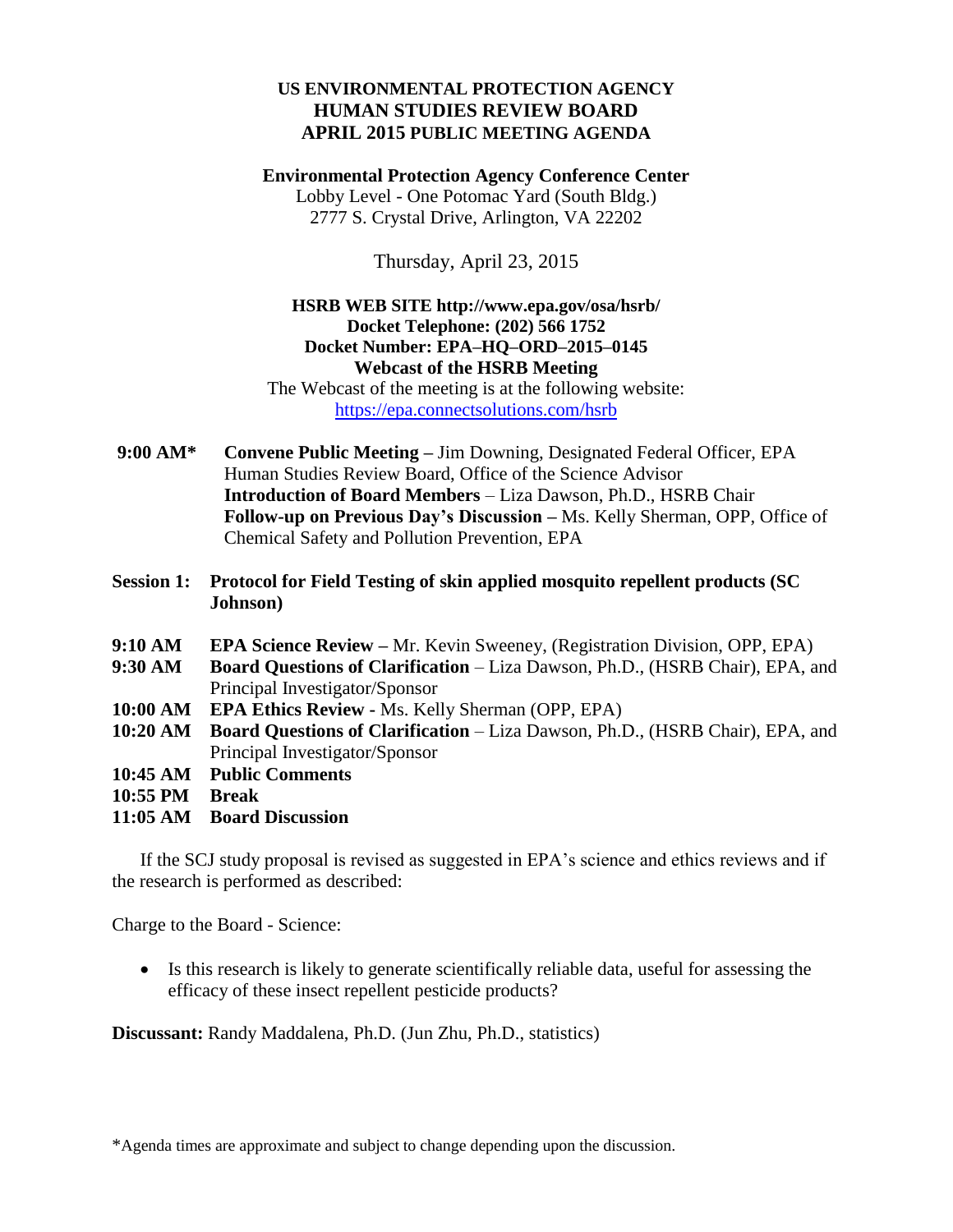**US ENVIRONMENTAL PROTECTION AGENCY**
**HUMAN STUDIES REVIEW BOARD**
**APRIL 2015 PUBLIC MEETING AGENDA**

**Environmental Protection Agency Conference Center**
Lobby Level - One Potomac Yard (South Bldg.)
2777 S. Crystal Drive, Arlington, VA 22202

Thursday, April 23, 2015

**HSRB WEB SITE http://www.epa.gov/osa/hsrb/**
**Docket Telephone: (202) 566 1752**
**Docket Number: EPA–HQ–ORD–2015–0145**
**Webcast of the HSRB Meeting**
The Webcast of the meeting is at the following website:
https://epa.connectsolutions.com/hsrb

**9:00 AM*** **Convene Public Meeting –** Jim Downing, Designated Federal Officer, EPA Human Studies Review Board, Office of the Science Advisor
**Introduction of Board Members** – Liza Dawson, Ph.D., HSRB Chair
**Follow-up on Previous Day's Discussion –** Ms. Kelly Sherman, OPP, Office of Chemical Safety and Pollution Prevention, EPA

**Session 1: Protocol for Field Testing of skin applied mosquito repellent products (SC Johnson)**

**9:10 AM** **EPA Science Review –** Mr. Kevin Sweeney, (Registration Division, OPP, EPA)
**9:30 AM** **Board Questions of Clarification** – Liza Dawson, Ph.D., (HSRB Chair), EPA, and Principal Investigator/Sponsor
**10:00 AM** **EPA Ethics Review -** Ms. Kelly Sherman (OPP, EPA)
**10:20 AM** **Board Questions of Clarification** – Liza Dawson, Ph.D., (HSRB Chair), EPA, and Principal Investigator/Sponsor
**10:45 AM** **Public Comments**
**10:55 PM** **Break**
**11:05 AM** **Board Discussion**

If the SCJ study proposal is revised as suggested in EPA's science and ethics reviews and if the research is performed as described:

Charge to the Board - Science:

- Is this research is likely to generate scientifically reliable data, useful for assessing the efficacy of these insect repellent pesticide products?

**Discussant:** Randy Maddalena, Ph.D. (Jun Zhu, Ph.D., statistics)

*Agenda times are approximate and subject to change depending upon the discussion.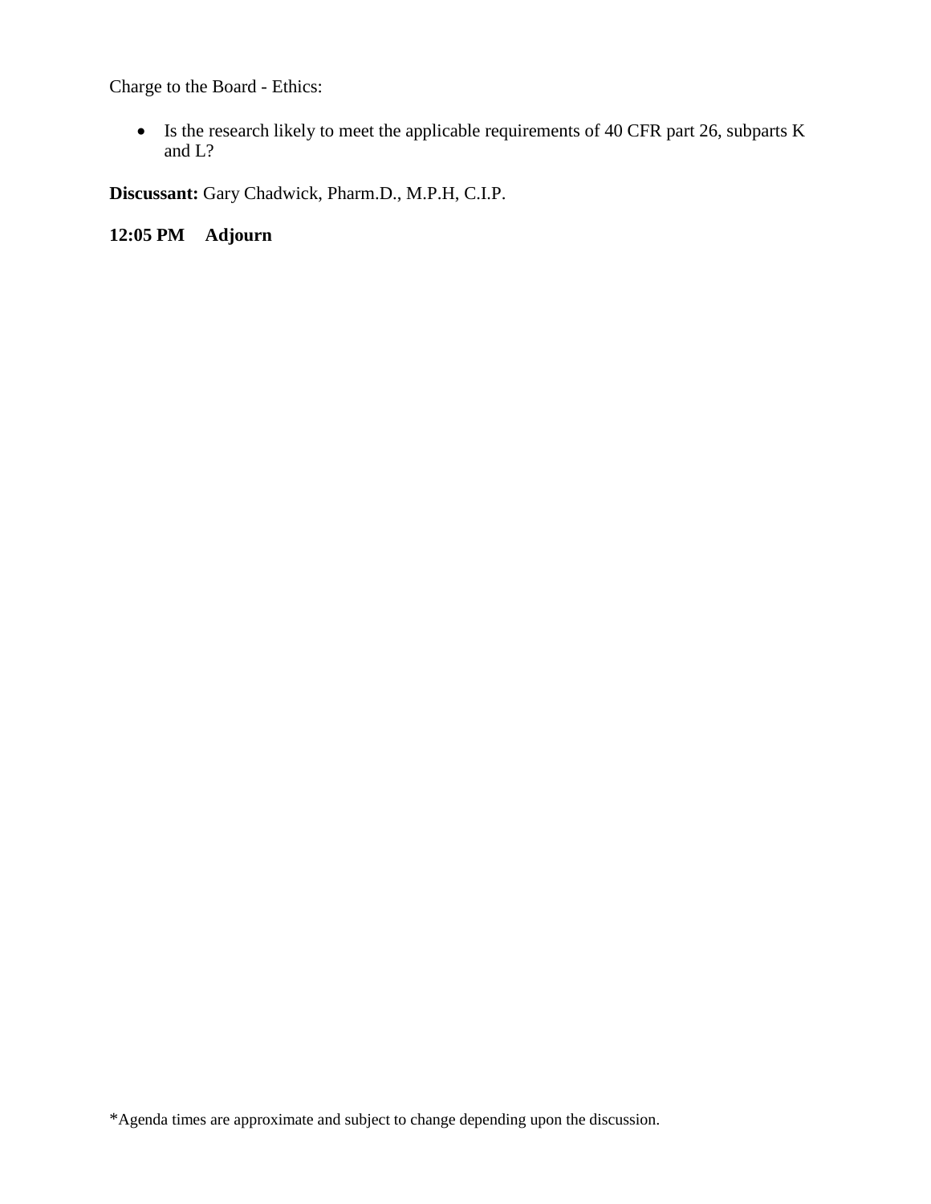Charge to the Board - Ethics:

- Is the research likely to meet the applicable requirements of 40 CFR part 26, subparts K and L?

**Discussant:** Gary Chadwick, Pharm.D., M.P.H, C.I.P.

**12:05 PM Adjourn**

*Agenda times are approximate and subject to change depending upon the discussion.